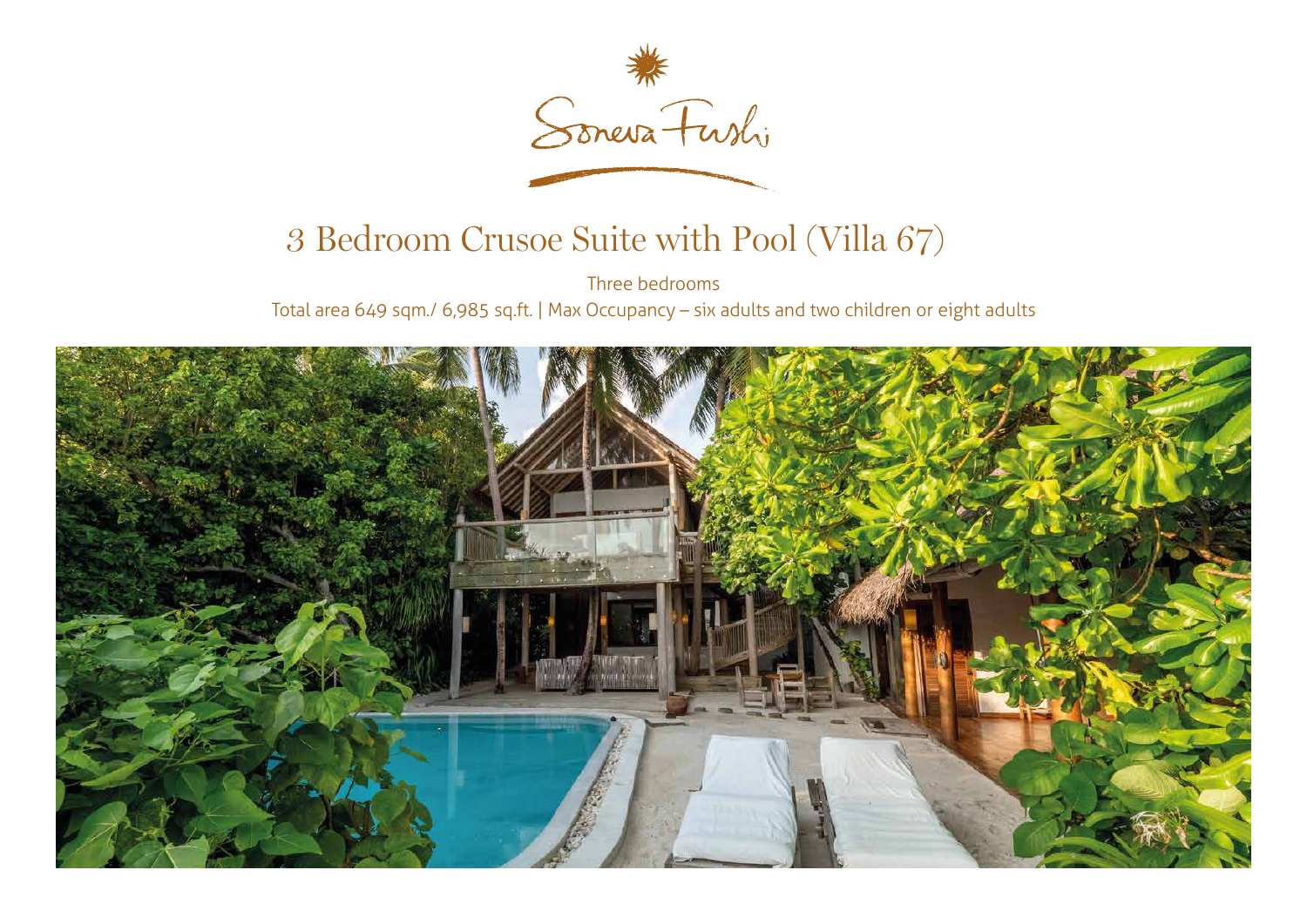Soneva Fushi

# 3 Bedroom Crusoe Suite with Pool (Villa 67)

Three bedrooms

Total area 649 sqm./ 6,985 sq.ft. | Max Occupancy – six adults and two children or eight adults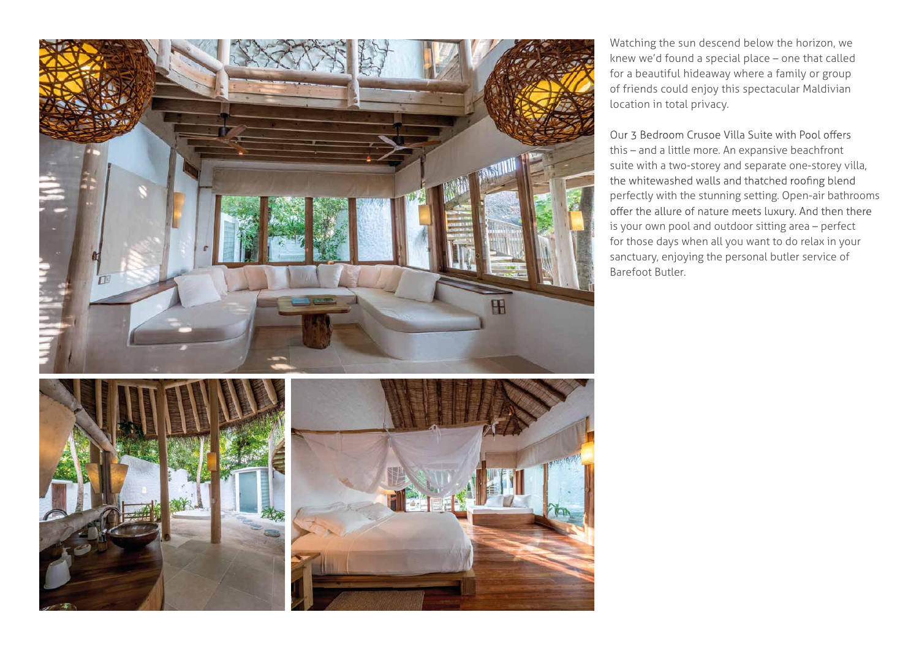Watching the sun descend below the horizon, we knew we'd found a special place – one that called for a beautiful hideaway where a family or group of friends could enjoy this spectacular Maldivian location in total privacy.

Our 3 Bedroom Crusoe Villa Suite with Pool offers this – and a little more. An expansive beachfront suite with a two-storey and separate one-storey villa, the whitewashed walls and thatched roofing blend perfectly with the stunning setting. Open-air bathrooms offer the allure of nature meets luxury. And then there is your own pool and outdoor sitting area – perfect for those days when all you want to do relax in your sanctuary, enjoying the personal butler service of Barefoot Butler.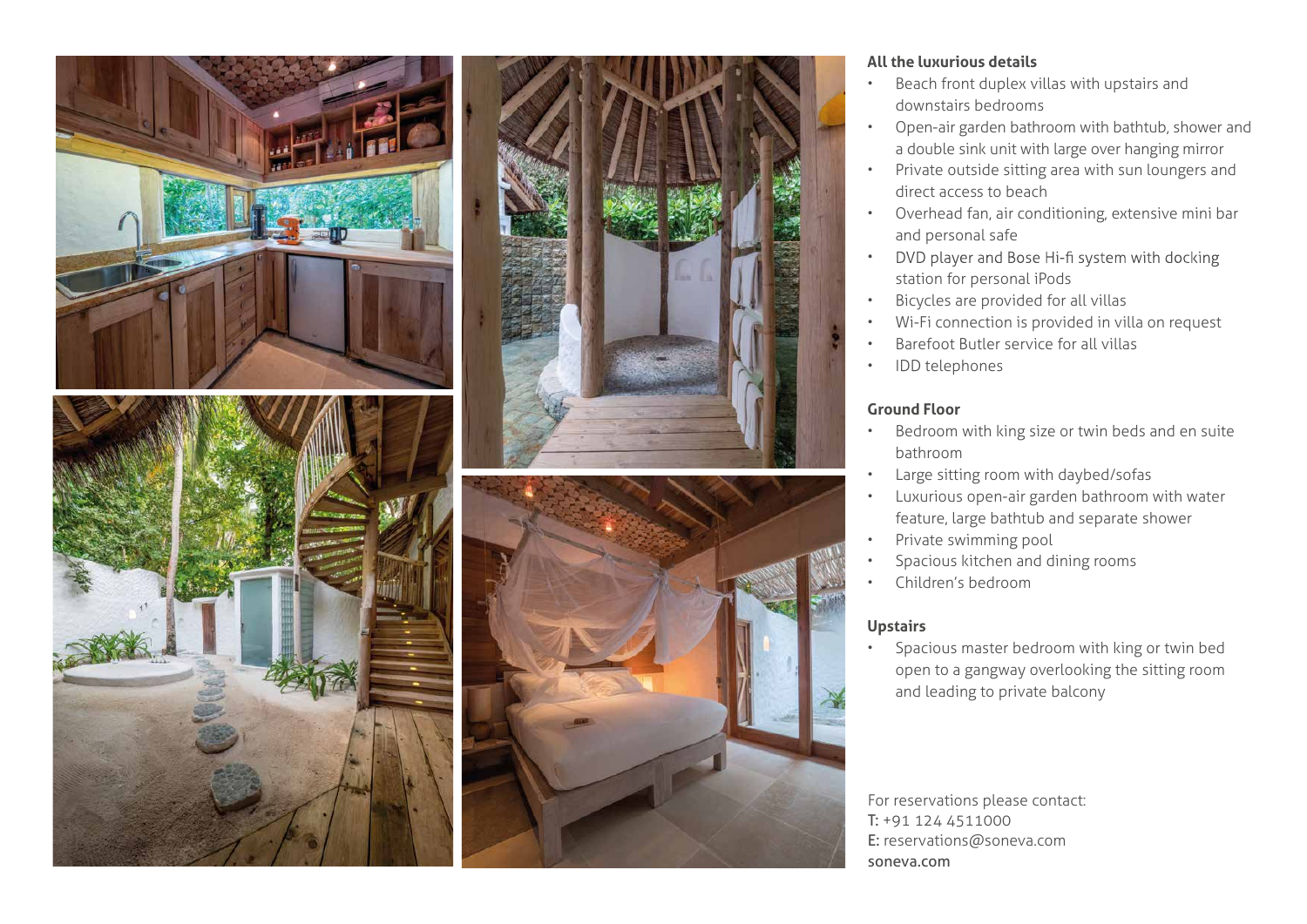### All the luxurious details

- Beach front duplex villas with upstairs and downstairs bedrooms
- Open-air garden bathroom with bathtub, shower and a double sink unit with large over hanging mirror
- Private outside sitting area with sun loungers and direct access to beach
- Overhead fan, air conditioning, extensive mini bar and personal safe
- DVD player and Bose Hi-fi system with docking station for personal iPods
- Bicycles are provided for all villas
- Wi-Fi connection is provided in villa on request
- Barefoot Butler service for all villas
- IDD telephones

### Ground Floor

- Bedroom with king size or twin beds and en suite bathroom
- Large sitting room with daybed/sofas
- Luxurious open-air garden bathroom with water feature, large bathtub and separate shower
- Private swimming pool
- Spacious kitchen and dining rooms
- Children's bedroom

### Upstairs

- Spacious master bedroom with king or twin bed open to a gangway overlooking the sitting room and leading to private balcony

For reservations please contact:
T: +91 124 4511000
E: reservations@soneva.com
soneva.com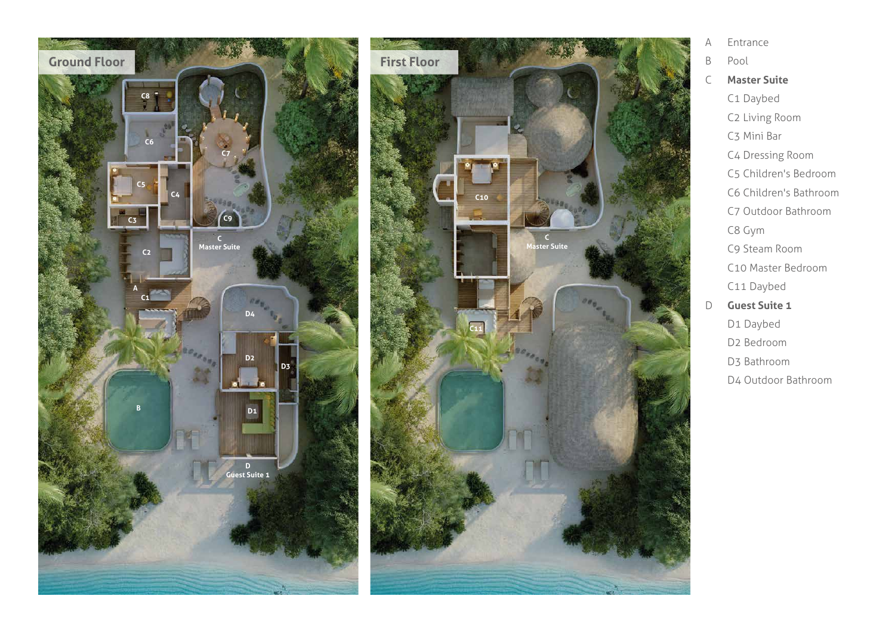## Ground Floor

## First Floor

A Entrance

B Pool

**C Master Suite**

- C1 Daybed
- C2 Living Room
- C3 Mini Bar
- C4 Dressing Room
- C5 Children's Bedroom
- C6 Children's Bathroom
- C7 Outdoor Bathroom
- C8 Gym
- C9 Steam Room
- C10 Master Bedroom
- C11 Daybed

**D Guest Suite 1**

- D1 Daybed
- D2 Bedroom
- D3 Bathroom
- D4 Outdoor Bathroom